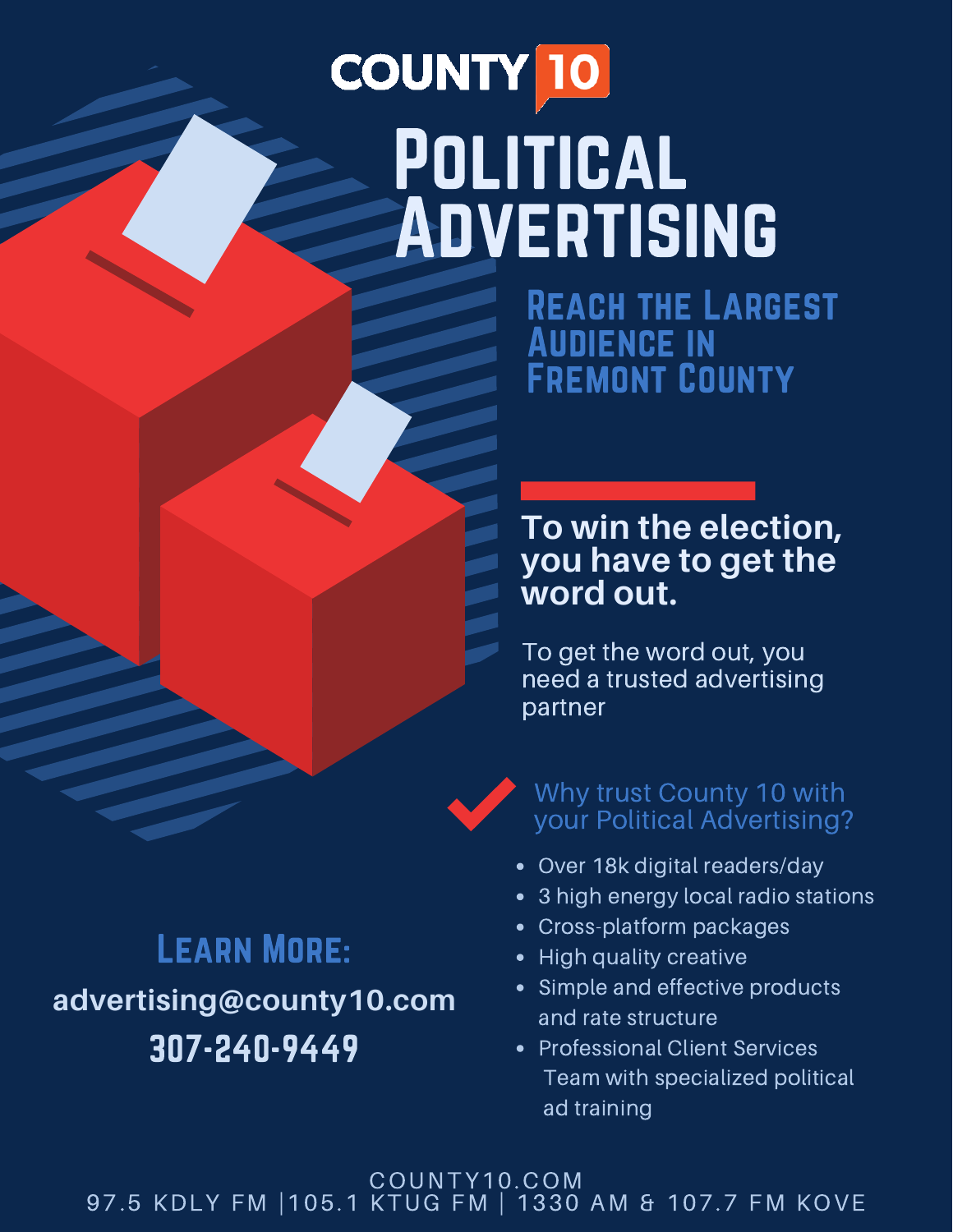# COUNTY 10

# Political Advertising

## Reach the Largest Audience in Fremont County

**To win the election, you have to get the word out.**

To get the word out, you need a trusted advertising partner

### Why trust County 10 with your Political Advertising?

- Over 18k digital readers/day
- 3 high energy local radio stations
- Cross-platform packages
- High quality creative
- Simple and effective products and rate structure
- Professional Client Services Team with specialized political ad training

## Learn More:

**advertising@county10.com**

**307-240-9449**

COUNTY10.COM

97.5 KDLY FM | 105.1 KTUG FM | 1330 AM & 107.7 FM KOVE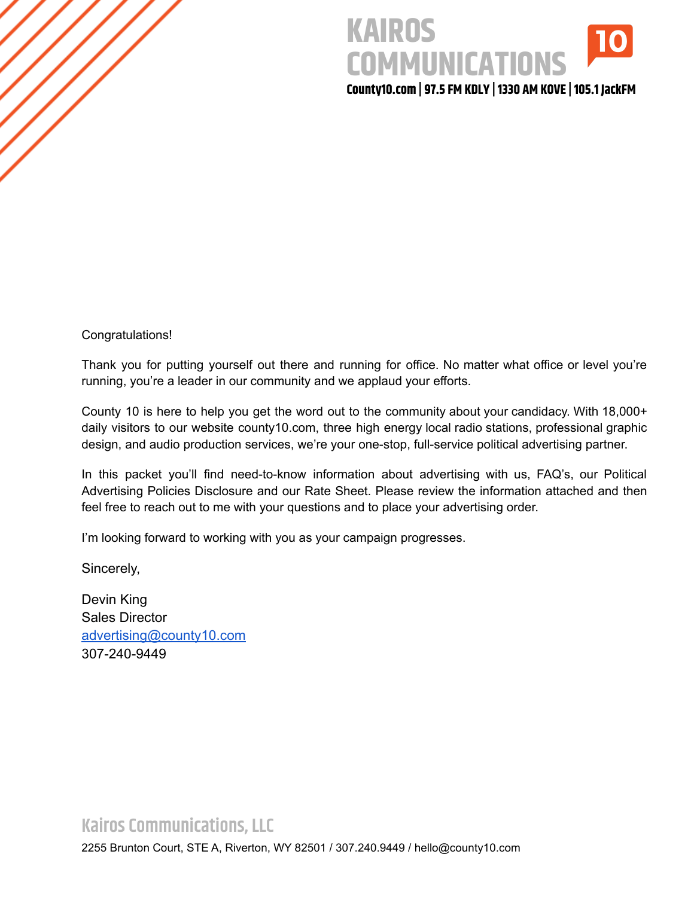# KAIROS COMMUNICATIONS

**County10.com | 97.5 FM KDLY | 1330 AM KOVE | 105.1 JackFM**

Congratulations!

Thank you for putting yourself out there and running for office. No matter what office or level you're running, you're a leader in our community and we applaud your efforts.

County 10 is here to help you get the word out to the community about your candidacy. With 18,000+ daily visitors to our website county10.com, three high energy local radio stations, professional graphic design, and audio production services, we're your one-stop, full-service political advertising partner.

In this packet you'll find need-to-know information about advertising with us, FAQ's, our Political Advertising Policies Disclosure and our Rate Sheet. Please review the information attached and then feel free to reach out to me with your questions and to place your advertising order.

I'm looking forward to working with you as your campaign progresses.

Sincerely,

Devin King  
Sales Director  
advertising@county10.com  
307-240-9449

**Kairos Communications, LLC**

2255 Brunton Court, STE A, Riverton, WY 82501 / 307.240.9449 / hello@county10.com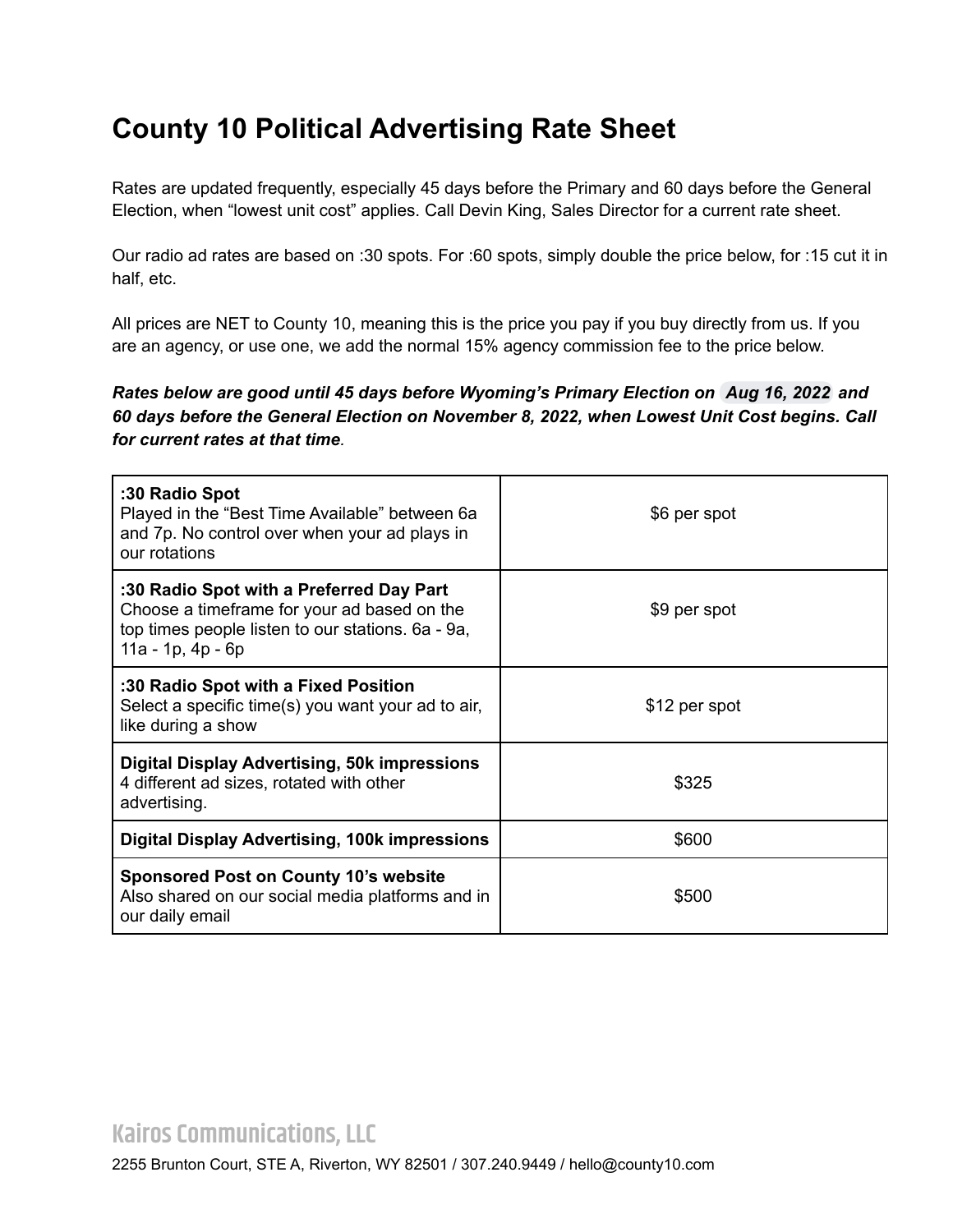# County 10 Political Advertising Rate Sheet

Rates are updated frequently, especially 45 days before the Primary and 60 days before the General Election, when "lowest unit cost" applies. Call Devin King, Sales Director for a current rate sheet.

Our radio ad rates are based on :30 spots. For :60 spots, simply double the price below, for :15 cut it in half, etc.

All prices are NET to County 10, meaning this is the price you pay if you buy directly from us. If you are an agency, or use one, we add the normal 15% agency commission fee to the price below.

***Rates below are good until 45 days before Wyoming's Primary Election on Aug 16, 2022 and 60 days before the General Election on November 8, 2022, when Lowest Unit Cost begins. Call for current rates at that time.***

| Product | Price |
|---|---|
| **:30 Radio Spot**<br>Played in the "Best Time Available" between 6a and 7p. No control over when your ad plays in our rotations | $6 per spot |
| **:30 Radio Spot with a Preferred Day Part**<br>Choose a timeframe for your ad based on the top times people listen to our stations. 6a - 9a, 11a - 1p, 4p - 6p | $9 per spot |
| **:30 Radio Spot with a Fixed Position**<br>Select a specific time(s) you want your ad to air, like during a show | $12 per spot |
| **Digital Display Advertising, 50k impressions**<br>4 different ad sizes, rotated with other advertising. | $325 |
| **Digital Display Advertising, 100k impressions** | $600 |
| **Sponsored Post on County 10's website**<br>Also shared on our social media platforms and in our daily email | $500 |

Kairos Communications, LLC

2255 Brunton Court, STE A, Riverton, WY 82501 / 307.240.9449 / hello@county10.com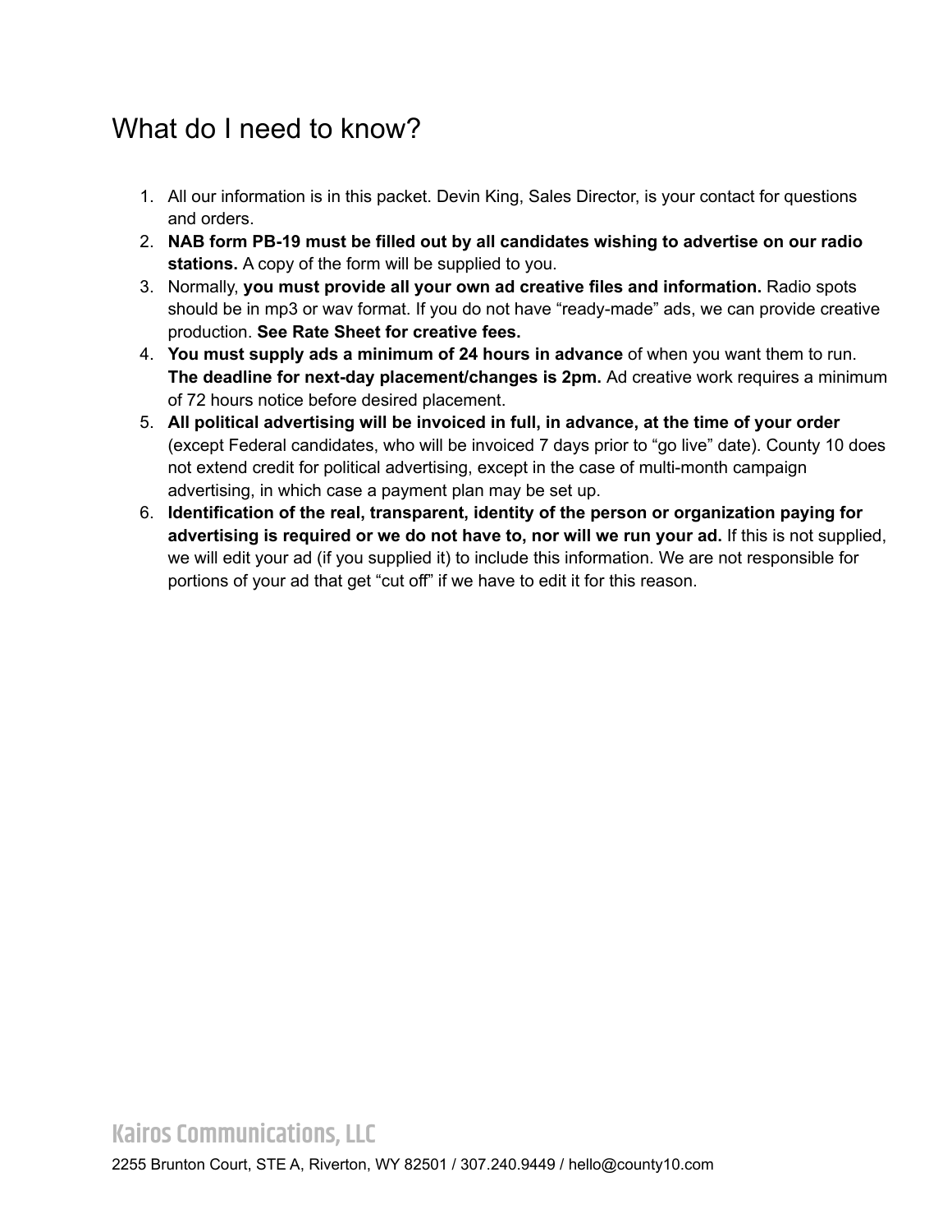# What do I need to know?

1. All our information is in this packet. Devin King, Sales Director, is your contact for questions and orders.
2. **NAB form PB-19 must be filled out by all candidates wishing to advertise on our radio stations.** A copy of the form will be supplied to you.
3. Normally, **you must provide all your own ad creative files and information.** Radio spots should be in mp3 or wav format. If you do not have "ready-made" ads, we can provide creative production. **See Rate Sheet for creative fees.**
4. **You must supply ads a minimum of 24 hours in advance** of when you want them to run. **The deadline for next-day placement/changes is 2pm.** Ad creative work requires a minimum of 72 hours notice before desired placement.
5. **All political advertising will be invoiced in full, in advance, at the time of your order** (except Federal candidates, who will be invoiced 7 days prior to "go live" date). County 10 does not extend credit for political advertising, except in the case of multi-month campaign advertising, in which case a payment plan may be set up.
6. **Identification of the real, transparent, identity of the person or organization paying for advertising is required or we do not have to, nor will we run your ad.** If this is not supplied, we will edit your ad (if you supplied it) to include this information. We are not responsible for portions of your ad that get "cut off" if we have to edit it for this reason.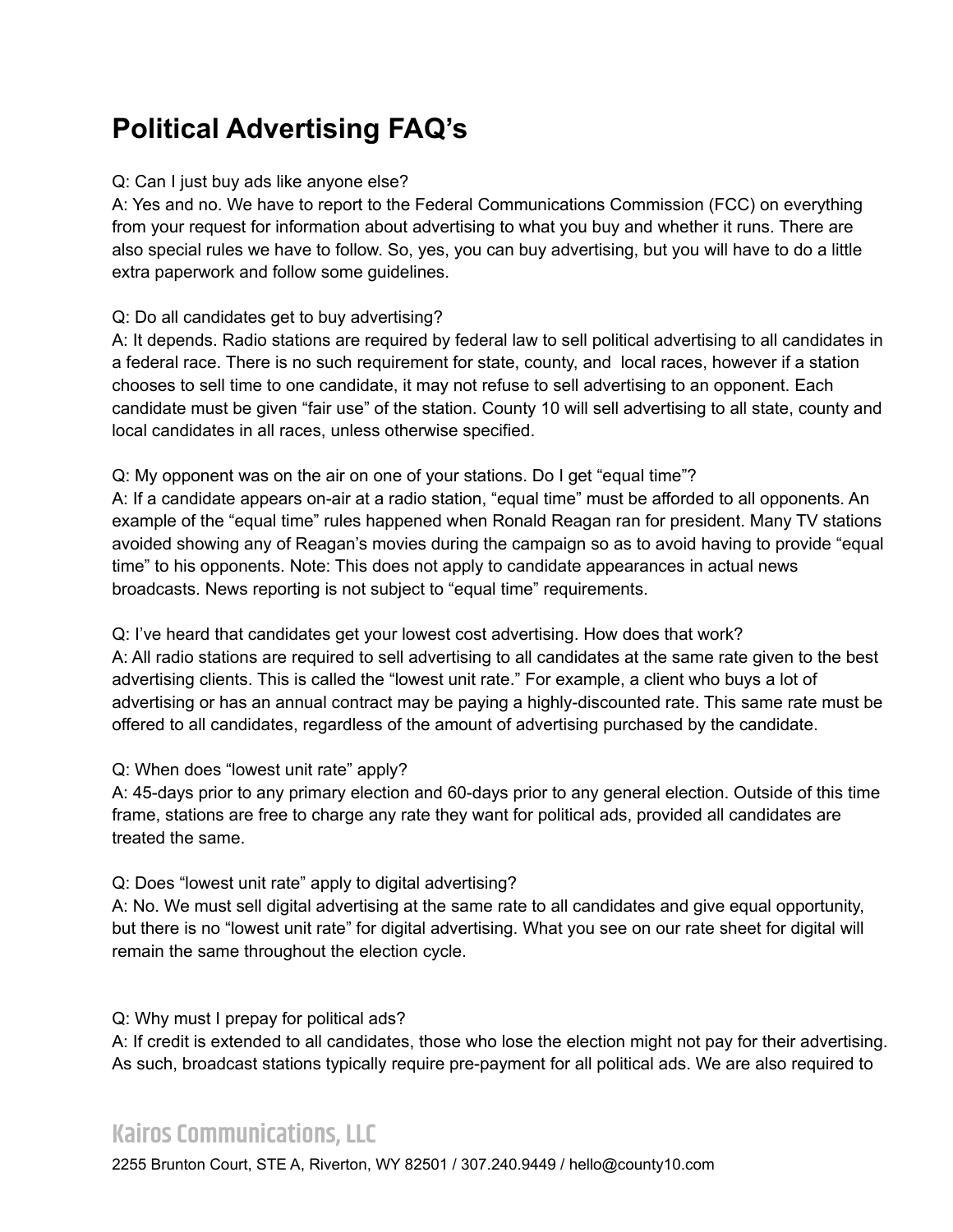# Political Advertising FAQ's

Q: Can I just buy ads like anyone else?
A: Yes and no. We have to report to the Federal Communications Commission (FCC) on everything from your request for information about advertising to what you buy and whether it runs. There are also special rules we have to follow. So, yes, you can buy advertising, but you will have to do a little extra paperwork and follow some guidelines.

Q: Do all candidates get to buy advertising?
A: It depends. Radio stations are required by federal law to sell political advertising to all candidates in a federal race. There is no such requirement for state, county, and local races, however if a station chooses to sell time to one candidate, it may not refuse to sell advertising to an opponent. Each candidate must be given "fair use" of the station. County 10 will sell advertising to all state, county and local candidates in all races, unless otherwise specified.

Q: My opponent was on the air on one of your stations. Do I get "equal time"?
A: If a candidate appears on-air at a radio station, "equal time" must be afforded to all opponents. An example of the "equal time" rules happened when Ronald Reagan ran for president. Many TV stations avoided showing any of Reagan's movies during the campaign so as to avoid having to provide "equal time" to his opponents. Note: This does not apply to candidate appearances in actual news broadcasts. News reporting is not subject to "equal time" requirements.

Q: I've heard that candidates get your lowest cost advertising. How does that work?
A: All radio stations are required to sell advertising to all candidates at the same rate given to the best advertising clients. This is called the "lowest unit rate." For example, a client who buys a lot of advertising or has an annual contract may be paying a highly-discounted rate. This same rate must be offered to all candidates, regardless of the amount of advertising purchased by the candidate.

Q: When does "lowest unit rate" apply?
A: 45-days prior to any primary election and 60-days prior to any general election. Outside of this time frame, stations are free to charge any rate they want for political ads, provided all candidates are treated the same.

Q: Does "lowest unit rate" apply to digital advertising?
A: No. We must sell digital advertising at the same rate to all candidates and give equal opportunity, but there is no "lowest unit rate" for digital advertising. What you see on our rate sheet for digital will remain the same throughout the election cycle.

Q: Why must I prepay for political ads?
A: If credit is extended to all candidates, those who lose the election might not pay for their advertising. As such, broadcast stations typically require pre-payment for all political ads. We are also required to

**Kairos Communications, LLC**

2255 Brunton Court, STE A, Riverton, WY 82501 / 307.240.9449 / hello@county10.com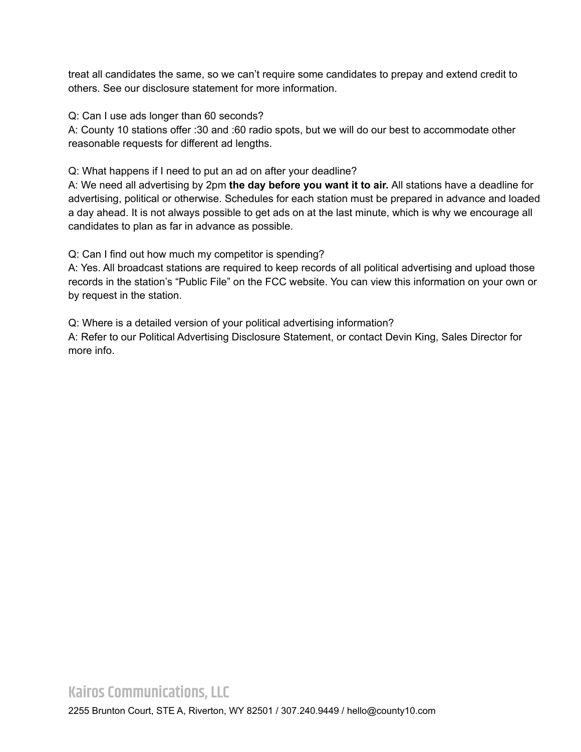treat all candidates the same, so we can't require some candidates to prepay and extend credit to others. See our disclosure statement for more information.

Q: Can I use ads longer than 60 seconds?
A: County 10 stations offer :30 and :60 radio spots, but we will do our best to accommodate other reasonable requests for different ad lengths.

Q: What happens if I need to put an ad on after your deadline?
A: We need all advertising by 2pm **the day before you want it to air.** All stations have a deadline for advertising, political or otherwise. Schedules for each station must be prepared in advance and loaded a day ahead. It is not always possible to get ads on at the last minute, which is why we encourage all candidates to plan as far in advance as possible.

Q: Can I find out how much my competitor is spending?
A: Yes. All broadcast stations are required to keep records of all political advertising and upload those records in the station's "Public File" on the FCC website. You can view this information on your own or by request in the station.

Q: Where is a detailed version of your political advertising information?
A: Refer to our Political Advertising Disclosure Statement, or contact Devin King, Sales Director for more info.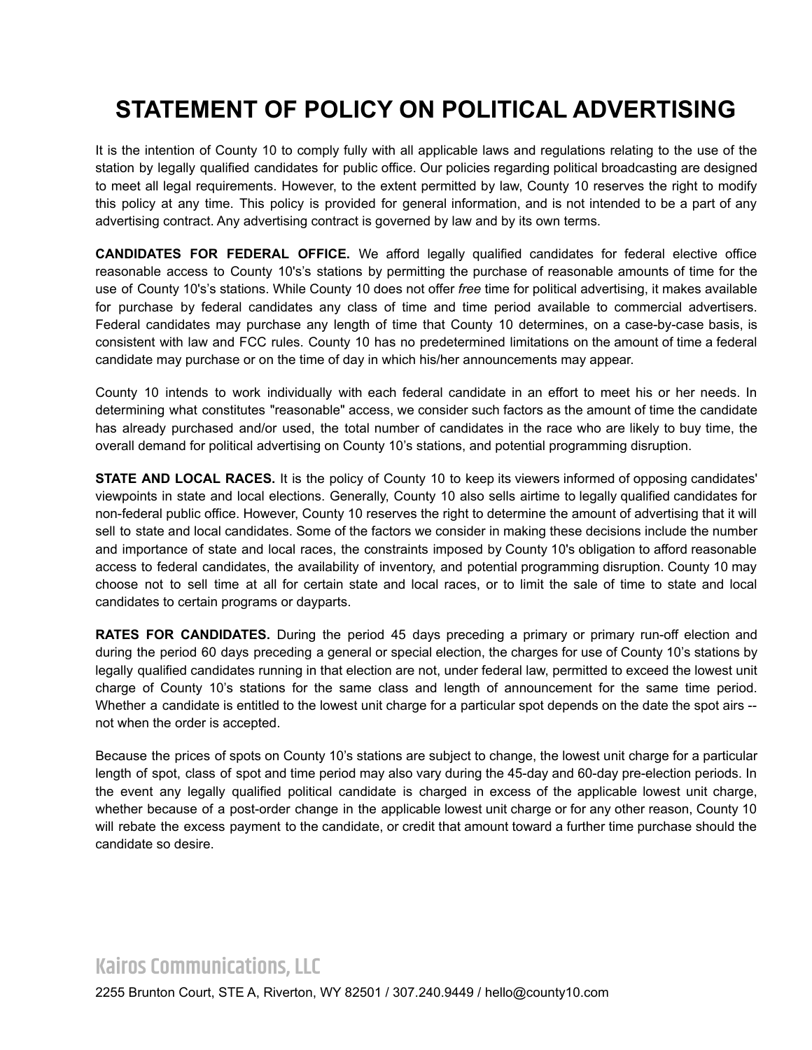# STATEMENT OF POLICY ON POLITICAL ADVERTISING

It is the intention of County 10 to comply fully with all applicable laws and regulations relating to the use of the station by legally qualified candidates for public office. Our policies regarding political broadcasting are designed to meet all legal requirements. However, to the extent permitted by law, County 10 reserves the right to modify this policy at any time. This policy is provided for general information, and is not intended to be a part of any advertising contract. Any advertising contract is governed by law and by its own terms.

**CANDIDATES FOR FEDERAL OFFICE.** We afford legally qualified candidates for federal elective office reasonable access to County 10's's stations by permitting the purchase of reasonable amounts of time for the use of County 10's's stations. While County 10 does not offer *free* time for political advertising, it makes available for purchase by federal candidates any class of time and time period available to commercial advertisers. Federal candidates may purchase any length of time that County 10 determines, on a case-by-case basis, is consistent with law and FCC rules. County 10 has no predetermined limitations on the amount of time a federal candidate may purchase or on the time of day in which his/her announcements may appear.

County 10 intends to work individually with each federal candidate in an effort to meet his or her needs. In determining what constitutes "reasonable" access, we consider such factors as the amount of time the candidate has already purchased and/or used, the total number of candidates in the race who are likely to buy time, the overall demand for political advertising on County 10's stations, and potential programming disruption.

**STATE AND LOCAL RACES.** It is the policy of County 10 to keep its viewers informed of opposing candidates' viewpoints in state and local elections. Generally, County 10 also sells airtime to legally qualified candidates for non-federal public office. However, County 10 reserves the right to determine the amount of advertising that it will sell to state and local candidates. Some of the factors we consider in making these decisions include the number and importance of state and local races, the constraints imposed by County 10's obligation to afford reasonable access to federal candidates, the availability of inventory, and potential programming disruption. County 10 may choose not to sell time at all for certain state and local races, or to limit the sale of time to state and local candidates to certain programs or dayparts.

**RATES FOR CANDIDATES.** During the period 45 days preceding a primary or primary run-off election and during the period 60 days preceding a general or special election, the charges for use of County 10's stations by legally qualified candidates running in that election are not, under federal law, permitted to exceed the lowest unit charge of County 10's stations for the same class and length of announcement for the same time period. Whether a candidate is entitled to the lowest unit charge for a particular spot depends on the date the spot airs -- not when the order is accepted.

Because the prices of spots on County 10's stations are subject to change, the lowest unit charge for a particular length of spot, class of spot and time period may also vary during the 45-day and 60-day pre-election periods. In the event any legally qualified political candidate is charged in excess of the applicable lowest unit charge, whether because of a post-order change in the applicable lowest unit charge or for any other reason, County 10 will rebate the excess payment to the candidate, or credit that amount toward a further time purchase should the candidate so desire.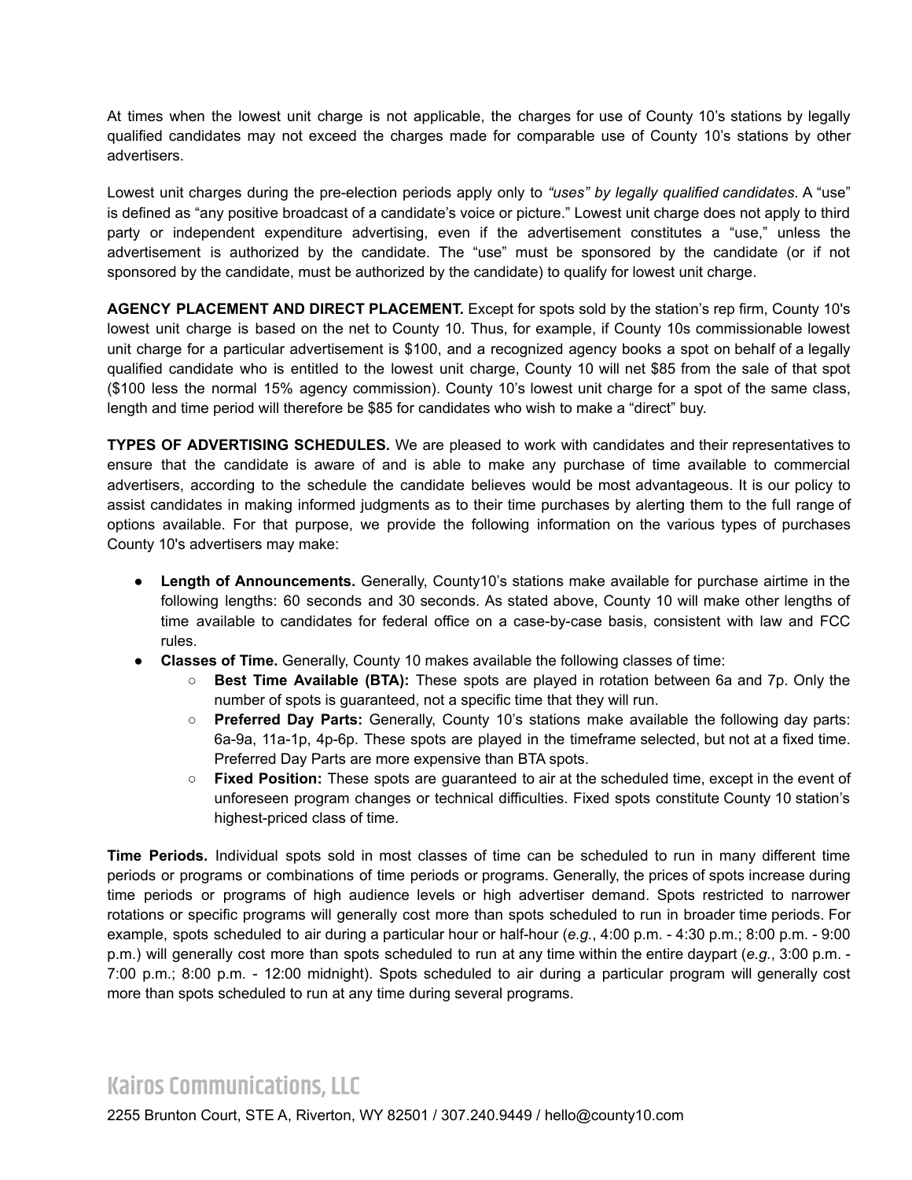At times when the lowest unit charge is not applicable, the charges for use of County 10's stations by legally qualified candidates may not exceed the charges made for comparable use of County 10's stations by other advertisers.

Lowest unit charges during the pre-election periods apply only to *"uses" by legally qualified candidates*. A "use" is defined as "any positive broadcast of a candidate's voice or picture." Lowest unit charge does not apply to third party or independent expenditure advertising, even if the advertisement constitutes a "use," unless the advertisement is authorized by the candidate. The "use" must be sponsored by the candidate (or if not sponsored by the candidate, must be authorized by the candidate) to qualify for lowest unit charge.

**AGENCY PLACEMENT AND DIRECT PLACEMENT.** Except for spots sold by the station's rep firm, County 10's lowest unit charge is based on the net to County 10. Thus, for example, if County 10s commissionable lowest unit charge for a particular advertisement is $100, and a recognized agency books a spot on behalf of a legally qualified candidate who is entitled to the lowest unit charge, County 10 will net $85 from the sale of that spot ($100 less the normal 15% agency commission). County 10's lowest unit charge for a spot of the same class, length and time period will therefore be $85 for candidates who wish to make a "direct" buy.

**TYPES OF ADVERTISING SCHEDULES.** We are pleased to work with candidates and their representatives to ensure that the candidate is aware of and is able to make any purchase of time available to commercial advertisers, according to the schedule the candidate believes would be most advantageous. It is our policy to assist candidates in making informed judgments as to their time purchases by alerting them to the full range of options available. For that purpose, we provide the following information on the various types of purchases County 10's advertisers may make:

- **Length of Announcements.** Generally, County10's stations make available for purchase airtime in the following lengths: 60 seconds and 30 seconds. As stated above, County 10 will make other lengths of time available to candidates for federal office on a case-by-case basis, consistent with law and FCC rules.
- **Classes of Time.** Generally, County 10 makes available the following classes of time:
  - **Best Time Available (BTA):** These spots are played in rotation between 6a and 7p. Only the number of spots is guaranteed, not a specific time that they will run.
  - **Preferred Day Parts:** Generally, County 10's stations make available the following day parts: 6a-9a, 11a-1p, 4p-6p. These spots are played in the timeframe selected, but not at a fixed time. Preferred Day Parts are more expensive than BTA spots.
  - **Fixed Position:** These spots are guaranteed to air at the scheduled time, except in the event of unforeseen program changes or technical difficulties. Fixed spots constitute County 10 station's highest-priced class of time.

**Time Periods.** Individual spots sold in most classes of time can be scheduled to run in many different time periods or programs or combinations of time periods or programs. Generally, the prices of spots increase during time periods or programs of high audience levels or high advertiser demand. Spots restricted to narrower rotations or specific programs will generally cost more than spots scheduled to run in broader time periods. For example, spots scheduled to air during a particular hour or half-hour (*e.g.*, 4:00 p.m. - 4:30 p.m.; 8:00 p.m. - 9:00 p.m.) will generally cost more than spots scheduled to run at any time within the entire daypart (*e.g.*, 3:00 p.m. - 7:00 p.m.; 8:00 p.m. - 12:00 midnight). Spots scheduled to air during a particular program will generally cost more than spots scheduled to run at any time during several programs.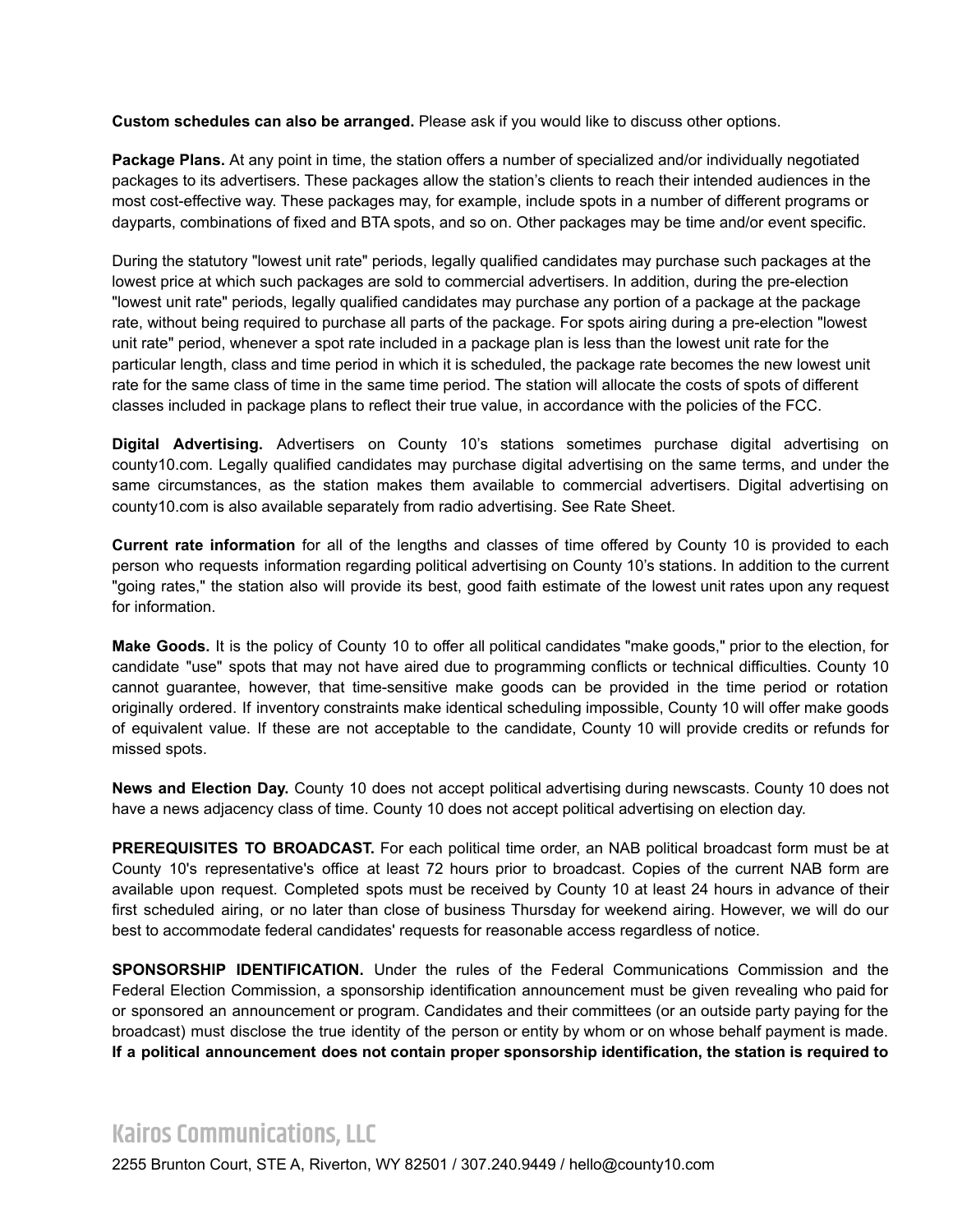**Custom schedules can also be arranged.** Please ask if you would like to discuss other options.

**Package Plans.** At any point in time, the station offers a number of specialized and/or individually negotiated packages to its advertisers. These packages allow the station's clients to reach their intended audiences in the most cost-effective way. These packages may, for example, include spots in a number of different programs or dayparts, combinations of fixed and BTA spots, and so on. Other packages may be time and/or event specific.

During the statutory "lowest unit rate" periods, legally qualified candidates may purchase such packages at the lowest price at which such packages are sold to commercial advertisers. In addition, during the pre-election "lowest unit rate" periods, legally qualified candidates may purchase any portion of a package at the package rate, without being required to purchase all parts of the package. For spots airing during a pre-election "lowest unit rate" period, whenever a spot rate included in a package plan is less than the lowest unit rate for the particular length, class and time period in which it is scheduled, the package rate becomes the new lowest unit rate for the same class of time in the same time period. The station will allocate the costs of spots of different classes included in package plans to reflect their true value, in accordance with the policies of the FCC.

**Digital Advertising.** Advertisers on County 10's stations sometimes purchase digital advertising on county10.com. Legally qualified candidates may purchase digital advertising on the same terms, and under the same circumstances, as the station makes them available to commercial advertisers. Digital advertising on county10.com is also available separately from radio advertising. See Rate Sheet.

**Current rate information** for all of the lengths and classes of time offered by County 10 is provided to each person who requests information regarding political advertising on County 10's stations. In addition to the current "going rates," the station also will provide its best, good faith estimate of the lowest unit rates upon any request for information.

**Make Goods.** It is the policy of County 10 to offer all political candidates "make goods," prior to the election, for candidate "use" spots that may not have aired due to programming conflicts or technical difficulties. County 10 cannot guarantee, however, that time-sensitive make goods can be provided in the time period or rotation originally ordered. If inventory constraints make identical scheduling impossible, County 10 will offer make goods of equivalent value. If these are not acceptable to the candidate, County 10 will provide credits or refunds for missed spots.

**News and Election Day.** County 10 does not accept political advertising during newscasts. County 10 does not have a news adjacency class of time. County 10 does not accept political advertising on election day.

**PREREQUISITES TO BROADCAST.** For each political time order, an NAB political broadcast form must be at County 10's representative's office at least 72 hours prior to broadcast. Copies of the current NAB form are available upon request. Completed spots must be received by County 10 at least 24 hours in advance of their first scheduled airing, or no later than close of business Thursday for weekend airing. However, we will do our best to accommodate federal candidates' requests for reasonable access regardless of notice.

**SPONSORSHIP IDENTIFICATION.** Under the rules of the Federal Communications Commission and the Federal Election Commission, a sponsorship identification announcement must be given revealing who paid for or sponsored an announcement or program. Candidates and their committees (or an outside party paying for the broadcast) must disclose the true identity of the person or entity by whom or on whose behalf payment is made. **If a political announcement does not contain proper sponsorship identification, the station is required to**

Kairos Communications, LLC

2255 Brunton Court, STE A, Riverton, WY 82501 / 307.240.9449 / hello@county10.com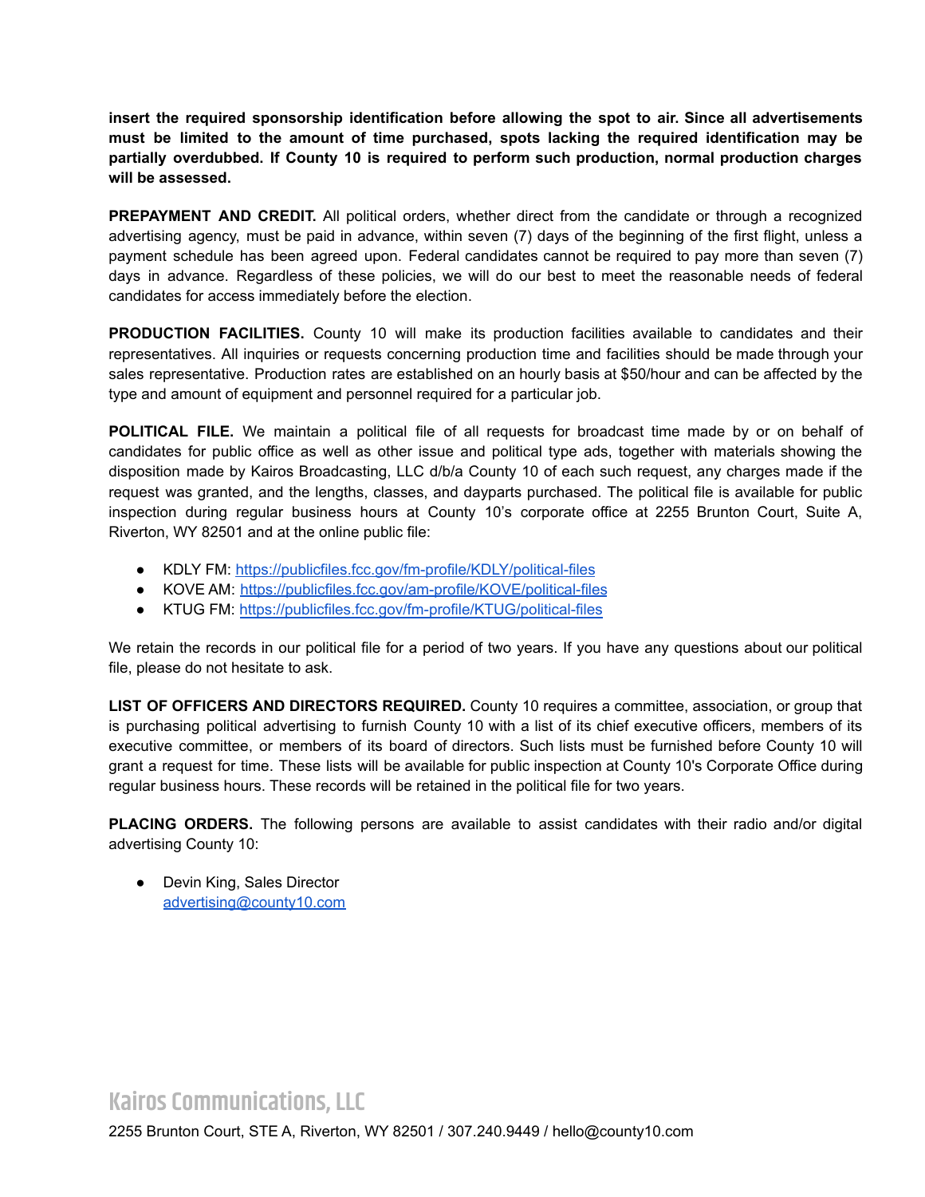**insert the required sponsorship identification before allowing the spot to air. Since all advertisements must be limited to the amount of time purchased, spots lacking the required identification may be partially overdubbed. If County 10 is required to perform such production, normal production charges will be assessed.**

**PREPAYMENT AND CREDIT.** All political orders, whether direct from the candidate or through a recognized advertising agency, must be paid in advance, within seven (7) days of the beginning of the first flight, unless a payment schedule has been agreed upon. Federal candidates cannot be required to pay more than seven (7) days in advance. Regardless of these policies, we will do our best to meet the reasonable needs of federal candidates for access immediately before the election.

**PRODUCTION FACILITIES.** County 10 will make its production facilities available to candidates and their representatives. All inquiries or requests concerning production time and facilities should be made through your sales representative. Production rates are established on an hourly basis at $50/hour and can be affected by the type and amount of equipment and personnel required for a particular job.

**POLITICAL FILE.** We maintain a political file of all requests for broadcast time made by or on behalf of candidates for public office as well as other issue and political type ads, together with materials showing the disposition made by Kairos Broadcasting, LLC d/b/a County 10 of each such request, any charges made if the request was granted, and the lengths, classes, and dayparts purchased. The political file is available for public inspection during regular business hours at County 10's corporate office at 2255 Brunton Court, Suite A, Riverton, WY 82501 and at the online public file:

- KDLY FM: https://publicfiles.fcc.gov/fm-profile/KDLY/political-files
- KOVE AM: https://publicfiles.fcc.gov/am-profile/KOVE/political-files
- KTUG FM: https://publicfiles.fcc.gov/fm-profile/KTUG/political-files

We retain the records in our political file for a period of two years. If you have any questions about our political file, please do not hesitate to ask.

**LIST OF OFFICERS AND DIRECTORS REQUIRED.** County 10 requires a committee, association, or group that is purchasing political advertising to furnish County 10 with a list of its chief executive officers, members of its executive committee, or members of its board of directors. Such lists must be furnished before County 10 will grant a request for time. These lists will be available for public inspection at County 10's Corporate Office during regular business hours. These records will be retained in the political file for two years.

**PLACING ORDERS.** The following persons are available to assist candidates with their radio and/or digital advertising County 10:

- Devin King, Sales Director
  advertising@county10.com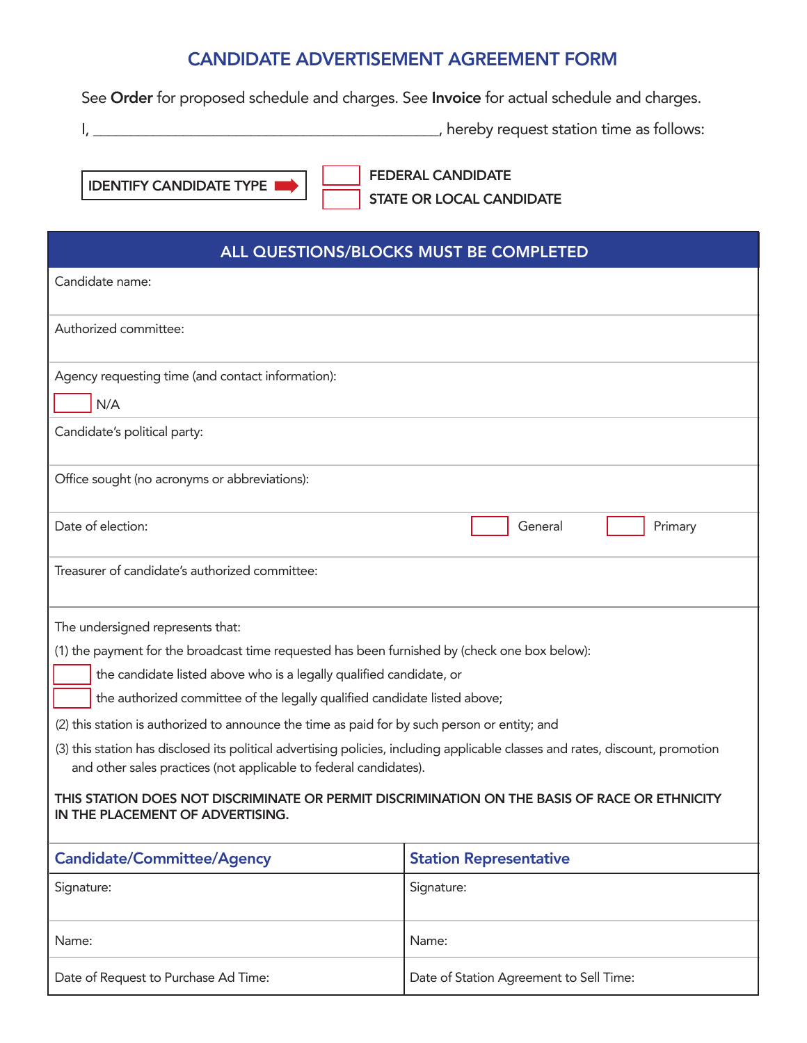# CANDIDATE ADVERTISEMENT AGREEMENT FORM

See **Order** for proposed schedule and charges. See **Invoice** for actual schedule and charges.

I, ____________________________________________, hereby request station time as follows:

**IDENTIFY CANDIDATE TYPE** ➡

☐ **FEDERAL CANDIDATE**

☐ **STATE OR LOCAL CANDIDATE**

| ALL QUESTIONS/BLOCKS MUST BE COMPLETED |
|---|
| Candidate name: |
| Authorized committee: |
| Agency requesting time (and contact information): <br> ☐ N/A |
| Candidate's political party: |
| Office sought (no acronyms or abbreviations): |
| Date of election: ☐ General ☐ Primary |
| Treasurer of candidate's authorized committee: |

The undersigned represents that:

(1) the payment for the broadcast time requested has been furnished by (check one box below):

☐ the candidate listed above who is a legally qualified candidate, or

☐ the authorized committee of the legally qualified candidate listed above;

(2) this station is authorized to announce the time as paid for by such person or entity; and

(3) this station has disclosed its political advertising policies, including applicable classes and rates, discount, promotion and other sales practices (not applicable to federal candidates).

**THIS STATION DOES NOT DISCRIMINATE OR PERMIT DISCRIMINATION ON THE BASIS OF RACE OR ETHNICITY IN THE PLACEMENT OF ADVERTISING.**

| Candidate/Committee/Agency | Station Representative |
|---|---|
| Signature: | Signature: |
| Name: | Name: |
| Date of Request to Purchase Ad Time: | Date of Station Agreement to Sell Time: |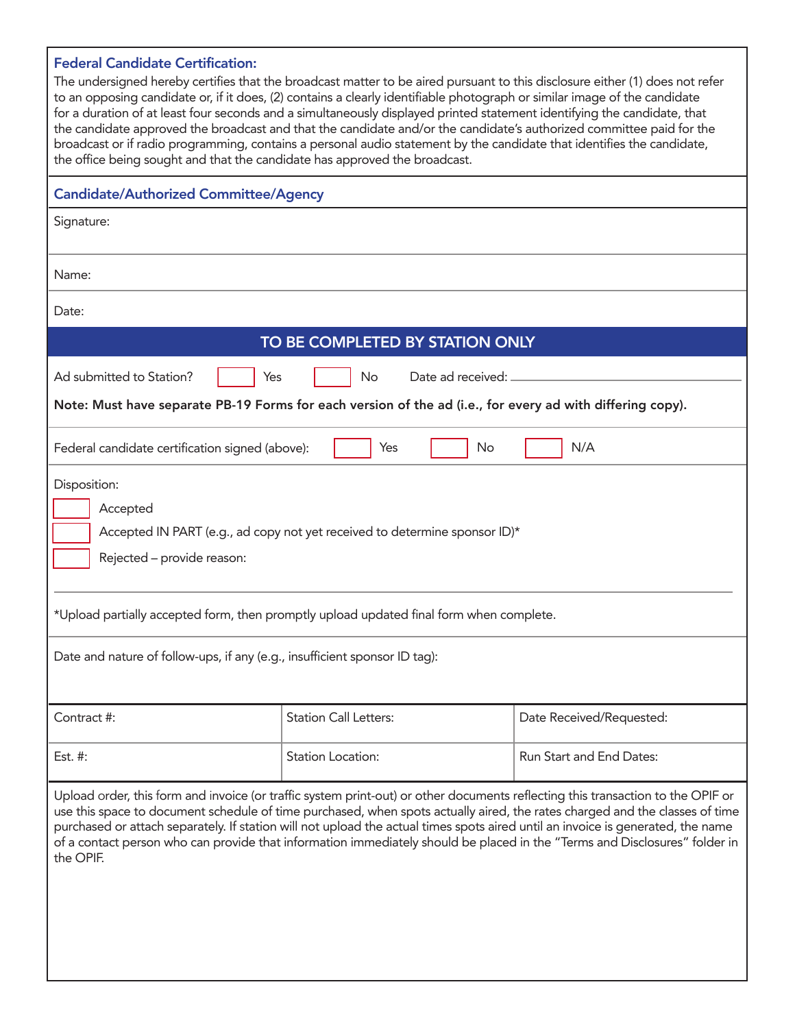**Federal Candidate Certification:**

The undersigned hereby certifies that the broadcast matter to be aired pursuant to this disclosure either (1) does not refer to an opposing candidate or, if it does, (2) contains a clearly identifiable photograph or similar image of the candidate for a duration of at least four seconds and a simultaneously displayed printed statement identifying the candidate, that the candidate approved the broadcast and that the candidate and/or the candidate's authorized committee paid for the broadcast or if radio programming, contains a personal audio statement by the candidate that identifies the candidate, the office being sought and that the candidate has approved the broadcast.

**Candidate/Authorized Committee/Agency**

Signature:

Name:

Date:

## TO BE COMPLETED BY STATION ONLY

Ad submitted to Station? ☐ Yes ☐ No Date ad received: ____________________

**Note: Must have separate PB-19 Forms for each version of the ad (i.e., for every ad with differing copy).**

Federal candidate certification signed (above): ☐ Yes ☐ No ☐ N/A

Disposition:

☐ Accepted

☐ Accepted IN PART (e.g., ad copy not yet received to determine sponsor ID)*

☐ Rejected – provide reason:

____________________

*Upload partially accepted form, then promptly upload updated final form when complete.

Date and nature of follow-ups, if any (e.g., insufficient sponsor ID tag):

| | | |
|---|---|---|
| Contract #: | Station Call Letters: | Date Received/Requested: |
| Est. #: | Station Location: | Run Start and End Dates: |

Upload order, this form and invoice (or traffic system print-out) or other documents reflecting this transaction to the OPIF or use this space to document schedule of time purchased, when spots actually aired, the rates charged and the classes of time purchased or attach separately. If station will not upload the actual times spots aired until an invoice is generated, the name of a contact person who can provide that information immediately should be placed in the "Terms and Disclosures" folder in the OPIF.